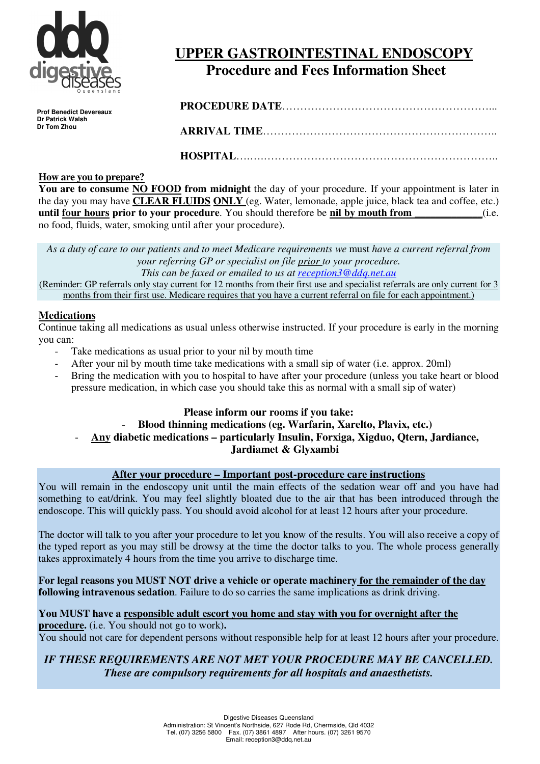ddq digestive diseases Queensland

**Prof Benedict Devereaux**
**Dr Patrick Walsh**
**Dr Tom Zhou**

# UPPER GASTROINTESTINAL ENDOSCOPY

## Procedure and Fees Information Sheet

**PROCEDURE DATE**…………………………………………………...

**ARRIVAL TIME**……………………………………………………..

**HOSPITAL**……………………………………………………………..

**How are you to prepare?**

**You are to consume NO FOOD from midnight** the day of your procedure. If your appointment is later in the day you may have **CLEAR FLUIDS ONLY** (eg. Water, lemonade, apple juice, black tea and coffee, etc.) **until four hours prior to your procedure**. You should therefore be **nil by mouth from ____________**(i.e. no food, fluids, water, smoking until after your procedure).

*As a duty of care to our patients and to meet Medicare requirements we* must *have a current referral from your referring GP or specialist on file prior to your procedure.*
*This can be faxed or emailed to us at reception3@ddq.net.au*
(Reminder: GP referrals only stay current for 12 months from their first use and specialist referrals are only current for 3 months from their first use. Medicare requires that you have a current referral on file for each appointment.)

**Medications**

Continue taking all medications as usual unless otherwise instructed. If your procedure is early in the morning you can:

- Take medications as usual prior to your nil by mouth time
- After your nil by mouth time take medications with a small sip of water (i.e. approx. 20ml)
- Bring the medication with you to hospital to have after your procedure (unless you take heart or blood pressure medication, in which case you should take this as normal with a small sip of water)

**Please inform our rooms if you take:**

- **Blood thinning medications (eg. Warfarin, Xarelto, Plavix, etc.)**
- **Any diabetic medications – particularly Insulin, Forxiga, Xigduo, Qtern, Jardiance, Jardiamet & Glyxambi**

**After your procedure – Important post-procedure care instructions**

You will remain in the endoscopy unit until the main effects of the sedation wear off and you have had something to eat/drink. You may feel slightly bloated due to the air that has been introduced through the endoscope. This will quickly pass. You should avoid alcohol for at least 12 hours after your procedure.

The doctor will talk to you after your procedure to let you know of the results. You will also receive a copy of the typed report as you may still be drowsy at the time the doctor talks to you. The whole process generally takes approximately 4 hours from the time you arrive to discharge time.

**For legal reasons you MUST NOT drive a vehicle or operate machinery for the remainder of the day following intravenous sedation**. Failure to do so carries the same implications as drink driving.

**You MUST have a responsible adult escort you home and stay with you for overnight after the procedure.** (i.e. You should not go to work)**.**
You should not care for dependent persons without responsible help for at least 12 hours after your procedure.

***IF THESE REQUIREMENTS ARE NOT MET YOUR PROCEDURE MAY BE CANCELLED.***
***These are compulsory requirements for all hospitals and anaesthetists.***

Digestive Diseases Queensland
Administration: St Vincent's Northside, 627 Rode Rd, Chermside, Qld 4032
Tel. (07) 3256 5800 Fax. (07) 3861 4897 After hours. (07) 3261 9570
Email: reception3@ddq.net.au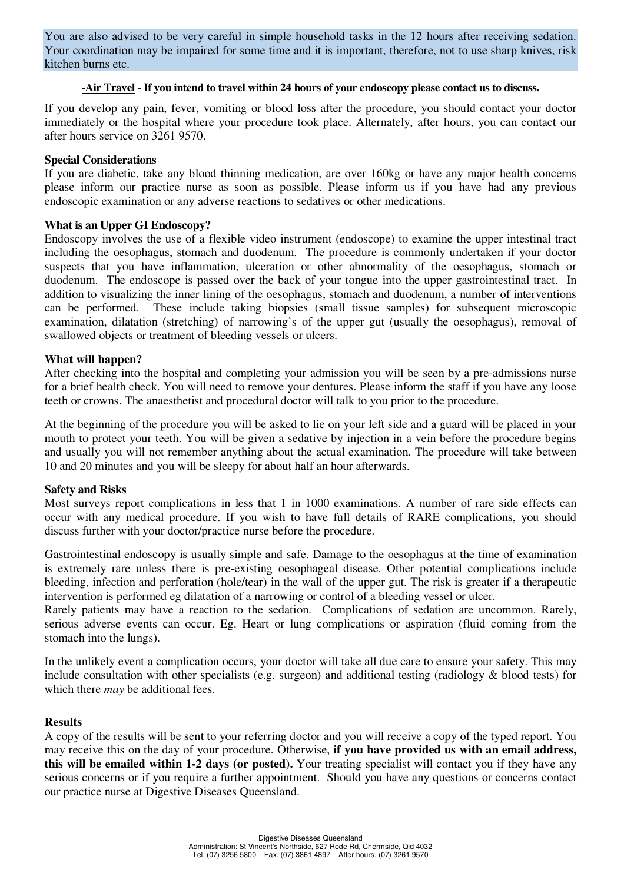You are also advised to be very careful in simple household tasks in the 12 hours after receiving sedation. Your coordination may be impaired for some time and it is important, therefore, not to use sharp knives, risk kitchen burns etc.

**-Air Travel - If you intend to travel within 24 hours of your endoscopy please contact us to discuss.**

If you develop any pain, fever, vomiting or blood loss after the procedure, you should contact your doctor immediately or the hospital where your procedure took place. Alternately, after hours, you can contact our after hours service on 3261 9570.

**Special Considerations**

If you are diabetic, take any blood thinning medication, are over 160kg or have any major health concerns please inform our practice nurse as soon as possible. Please inform us if you have had any previous endoscopic examination or any adverse reactions to sedatives or other medications.

**What is an Upper GI Endoscopy?**

Endoscopy involves the use of a flexible video instrument (endoscope) to examine the upper intestinal tract including the oesophagus, stomach and duodenum. The procedure is commonly undertaken if your doctor suspects that you have inflammation, ulceration or other abnormality of the oesophagus, stomach or duodenum. The endoscope is passed over the back of your tongue into the upper gastrointestinal tract. In addition to visualizing the inner lining of the oesophagus, stomach and duodenum, a number of interventions can be performed. These include taking biopsies (small tissue samples) for subsequent microscopic examination, dilatation (stretching) of narrowing's of the upper gut (usually the oesophagus), removal of swallowed objects or treatment of bleeding vessels or ulcers.

**What will happen?**

After checking into the hospital and completing your admission you will be seen by a pre-admissions nurse for a brief health check. You will need to remove your dentures. Please inform the staff if you have any loose teeth or crowns. The anaesthetist and procedural doctor will talk to you prior to the procedure.

At the beginning of the procedure you will be asked to lie on your left side and a guard will be placed in your mouth to protect your teeth. You will be given a sedative by injection in a vein before the procedure begins and usually you will not remember anything about the actual examination. The procedure will take between 10 and 20 minutes and you will be sleepy for about half an hour afterwards.

**Safety and Risks**

Most surveys report complications in less that 1 in 1000 examinations. A number of rare side effects can occur with any medical procedure. If you wish to have full details of RARE complications, you should discuss further with your doctor/practice nurse before the procedure.

Gastrointestinal endoscopy is usually simple and safe. Damage to the oesophagus at the time of examination is extremely rare unless there is pre-existing oesophageal disease. Other potential complications include bleeding, infection and perforation (hole/tear) in the wall of the upper gut. The risk is greater if a therapeutic intervention is performed eg dilatation of a narrowing or control of a bleeding vessel or ulcer.
Rarely patients may have a reaction to the sedation. Complications of sedation are uncommon. Rarely, serious adverse events can occur. Eg. Heart or lung complications or aspiration (fluid coming from the stomach into the lungs).

In the unlikely event a complication occurs, your doctor will take all due care to ensure your safety. This may include consultation with other specialists (e.g. surgeon) and additional testing (radiology & blood tests) for which there *may* be additional fees.

**Results**

A copy of the results will be sent to your referring doctor and you will receive a copy of the typed report. You may receive this on the day of your procedure. Otherwise, **if you have provided us with an email address, this will be emailed within 1-2 days (or posted).** Your treating specialist will contact you if they have any serious concerns or if you require a further appointment. Should you have any questions or concerns contact our practice nurse at Digestive Diseases Queensland.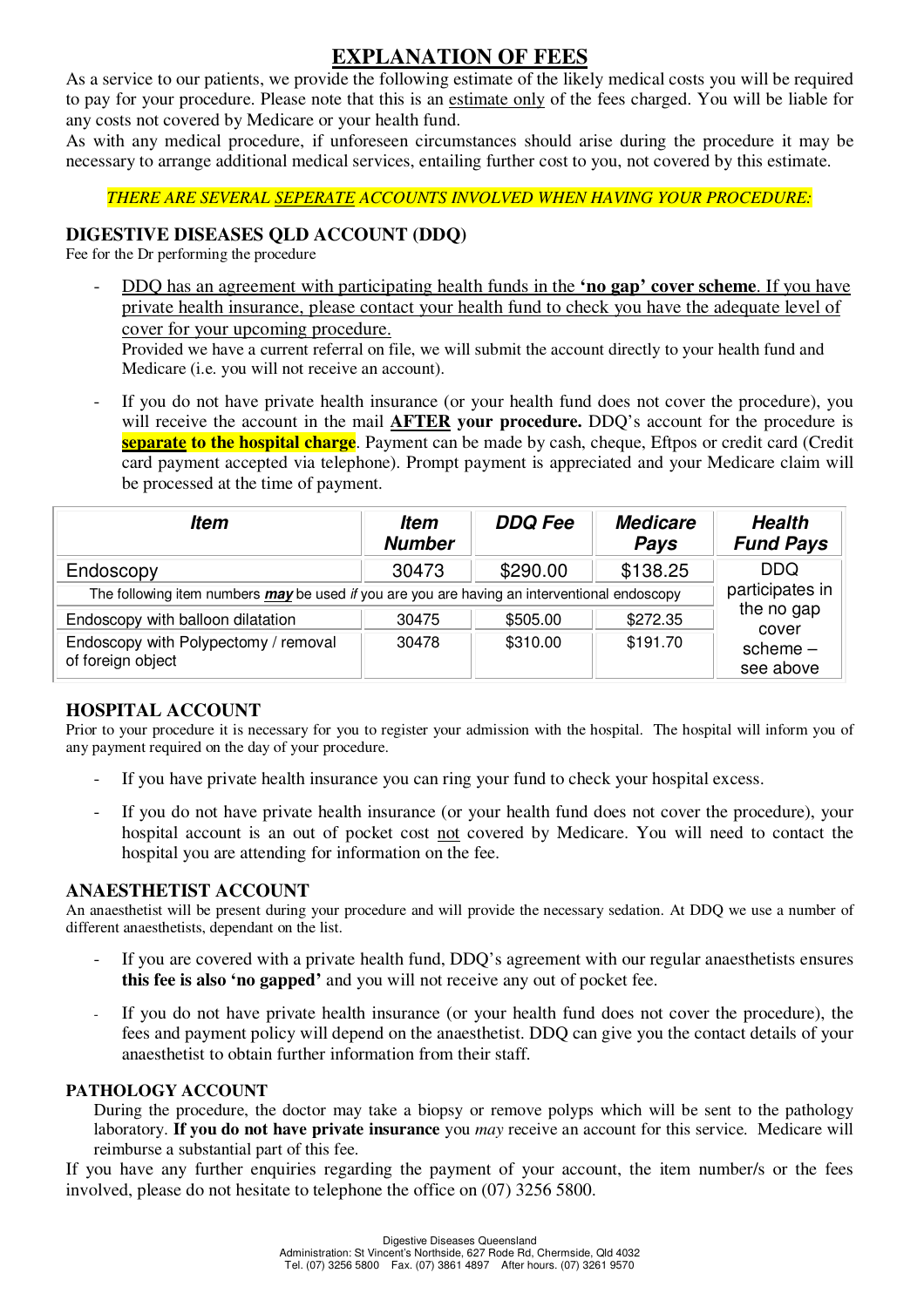# EXPLANATION OF FEES

As a service to our patients, we provide the following estimate of the likely medical costs you will be required to pay for your procedure. Please note that this is an estimate only of the fees charged. You will be liable for any costs not covered by Medicare or your health fund.

As with any medical procedure, if unforeseen circumstances should arise during the procedure it may be necessary to arrange additional medical services, entailing further cost to you, not covered by this estimate.

*THERE ARE SEVERAL SEPERATE ACCOUNTS INVOLVED WHEN HAVING YOUR PROCEDURE:*

## DIGESTIVE DISEASES QLD ACCOUNT (DDQ)

Fee for the Dr performing the procedure

- DDQ has an agreement with participating health funds in the **'no gap' cover scheme**. If you have private health insurance, please contact your health fund to check you have the adequate level of cover for your upcoming procedure.
  Provided we have a current referral on file, we will submit the account directly to your health fund and Medicare (i.e. you will not receive an account).

- If you do not have private health insurance (or your health fund does not cover the procedure), you will receive the account in the mail **AFTER your procedure.** DDQ's account for the procedure is **separate to the hospital charge**. Payment can be made by cash, cheque, Eftpos or credit card (Credit card payment accepted via telephone). Prompt payment is appreciated and your Medicare claim will be processed at the time of payment.

| *Item* | *Item Number* | *DDQ Fee* | *Medicare Pays* | *Health Fund Pays* |
|---|---|---|---|---|
| Endoscopy | 30473 | $290.00 | $138.25 | DDQ participates in the no gap cover scheme – see above |
| The following item numbers ***may*** be used *if* you are you are having an interventional endoscopy | | | | |
| Endoscopy with balloon dilatation | 30475 | $505.00 | $272.35 | |
| Endoscopy with Polypectomy / removal of foreign object | 30478 | $310.00 | $191.70 | |

## HOSPITAL ACCOUNT

Prior to your procedure it is necessary for you to register your admission with the hospital. The hospital will inform you of any payment required on the day of your procedure.

- If you have private health insurance you can ring your fund to check your hospital excess.

- If you do not have private health insurance (or your health fund does not cover the procedure), your hospital account is an out of pocket cost not covered by Medicare. You will need to contact the hospital you are attending for information on the fee.

## ANAESTHETIST ACCOUNT

An anaesthetist will be present during your procedure and will provide the necessary sedation. At DDQ we use a number of different anaesthetists, dependant on the list.

- If you are covered with a private health fund, DDQ's agreement with our regular anaesthetists ensures **this fee is also 'no gapped'** and you will not receive any out of pocket fee.

- If you do not have private health insurance (or your health fund does not cover the procedure), the fees and payment policy will depend on the anaesthetist. DDQ can give you the contact details of your anaesthetist to obtain further information from their staff.

## PATHOLOGY ACCOUNT

During the procedure, the doctor may take a biopsy or remove polyps which will be sent to the pathology laboratory. **If you do not have private insurance** you *may* receive an account for this service. Medicare will reimburse a substantial part of this fee.

If you have any further enquiries regarding the payment of your account, the item number/s or the fees involved, please do not hesitate to telephone the office on (07) 3256 5800.

Digestive Diseases Queensland
Administration: St Vincent's Northside, 627 Rode Rd, Chermside, Qld 4032
Tel. (07) 3256 5800 Fax. (07) 3861 4897 After hours. (07) 3261 9570